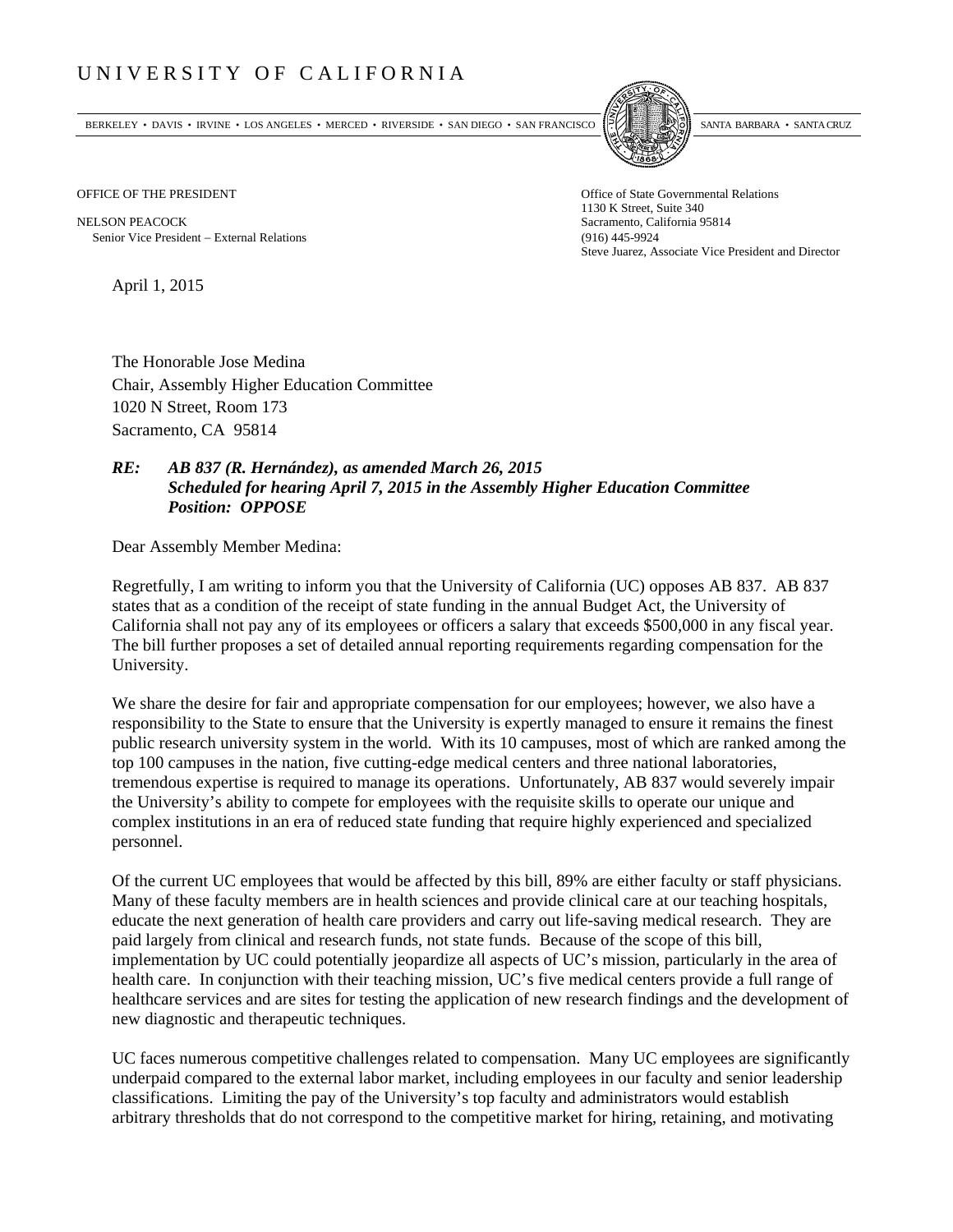# UNIVERSITY OF CALIFORNIA

BERKELEY • DAVIS • IRVINE • LOS ANGELES • MERCED • RIVERSIDE • SAN DIEGO • SAN FRANCISCO SANTA BARBARA • SANTA CRUZ

OFFICE OF THE PRESIDENT

NELSON PEACOCK
Senior Vice President – External Relations

Office of State Governmental Relations
1130 K Street, Suite 340
Sacramento, California 95814
(916) 445-9924
Steve Juarez, Associate Vice President and Director

April 1, 2015

The Honorable Jose Medina
Chair, Assembly Higher Education Committee
1020 N Street, Room 173
Sacramento, CA 95814

***RE: AB 837 (R. Hernández), as amended March 26, 2015***
***Scheduled for hearing April 7, 2015 in the Assembly Higher Education Committee***
***Position: OPPOSE***

Dear Assembly Member Medina:

Regretfully, I am writing to inform you that the University of California (UC) opposes AB 837. AB 837 states that as a condition of the receipt of state funding in the annual Budget Act, the University of California shall not pay any of its employees or officers a salary that exceeds $500,000 in any fiscal year. The bill further proposes a set of detailed annual reporting requirements regarding compensation for the University.

We share the desire for fair and appropriate compensation for our employees; however, we also have a responsibility to the State to ensure that the University is expertly managed to ensure it remains the finest public research university system in the world. With its 10 campuses, most of which are ranked among the top 100 campuses in the nation, five cutting-edge medical centers and three national laboratories, tremendous expertise is required to manage its operations. Unfortunately, AB 837 would severely impair the University's ability to compete for employees with the requisite skills to operate our unique and complex institutions in an era of reduced state funding that require highly experienced and specialized personnel.

Of the current UC employees that would be affected by this bill, 89% are either faculty or staff physicians. Many of these faculty members are in health sciences and provide clinical care at our teaching hospitals, educate the next generation of health care providers and carry out life-saving medical research. They are paid largely from clinical and research funds, not state funds. Because of the scope of this bill, implementation by UC could potentially jeopardize all aspects of UC's mission, particularly in the area of health care. In conjunction with their teaching mission, UC's five medical centers provide a full range of healthcare services and are sites for testing the application of new research findings and the development of new diagnostic and therapeutic techniques.

UC faces numerous competitive challenges related to compensation. Many UC employees are significantly underpaid compared to the external labor market, including employees in our faculty and senior leadership classifications. Limiting the pay of the University's top faculty and administrators would establish arbitrary thresholds that do not correspond to the competitive market for hiring, retaining, and motivating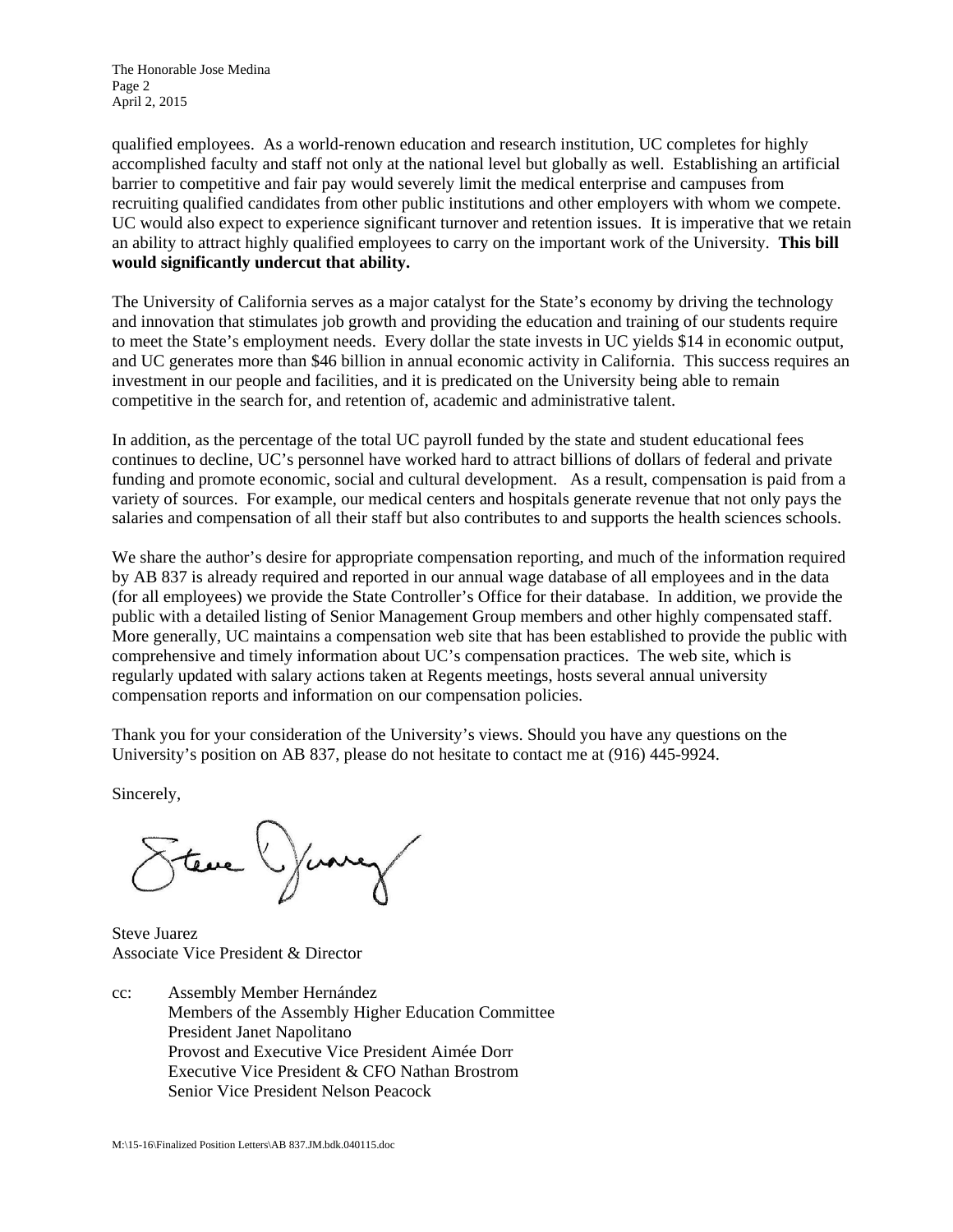qualified employees. As a world-renown education and research institution, UC completes for highly accomplished faculty and staff not only at the national level but globally as well. Establishing an artificial barrier to competitive and fair pay would severely limit the medical enterprise and campuses from recruiting qualified candidates from other public institutions and other employers with whom we compete. UC would also expect to experience significant turnover and retention issues. It is imperative that we retain an ability to attract highly qualified employees to carry on the important work of the University. **This bill would significantly undercut that ability.**

The University of California serves as a major catalyst for the State's economy by driving the technology and innovation that stimulates job growth and providing the education and training of our students require to meet the State's employment needs. Every dollar the state invests in UC yields $14 in economic output, and UC generates more than $46 billion in annual economic activity in California. This success requires an investment in our people and facilities, and it is predicated on the University being able to remain competitive in the search for, and retention of, academic and administrative talent.

In addition, as the percentage of the total UC payroll funded by the state and student educational fees continues to decline, UC's personnel have worked hard to attract billions of dollars of federal and private funding and promote economic, social and cultural development. As a result, compensation is paid from a variety of sources. For example, our medical centers and hospitals generate revenue that not only pays the salaries and compensation of all their staff but also contributes to and supports the health sciences schools.

We share the author's desire for appropriate compensation reporting, and much of the information required by AB 837 is already required and reported in our annual wage database of all employees and in the data (for all employees) we provide the State Controller's Office for their database. In addition, we provide the public with a detailed listing of Senior Management Group members and other highly compensated staff. More generally, UC maintains a compensation web site that has been established to provide the public with comprehensive and timely information about UC's compensation practices. The web site, which is regularly updated with salary actions taken at Regents meetings, hosts several annual university compensation reports and information on our compensation policies.

Thank you for your consideration of the University's views. Should you have any questions on the University's position on AB 837, please do not hesitate to contact me at (916) 445-9924.

Sincerely,

Steve Juarez
Associate Vice President & Director

cc: Assembly Member Hernández
Members of the Assembly Higher Education Committee
President Janet Napolitano
Provost and Executive Vice President Aimée Dorr
Executive Vice President & CFO Nathan Brostrom
Senior Vice President Nelson Peacock

M:\15-16\Finalized Position Letters\AB 837.JM.bdk.040115.doc